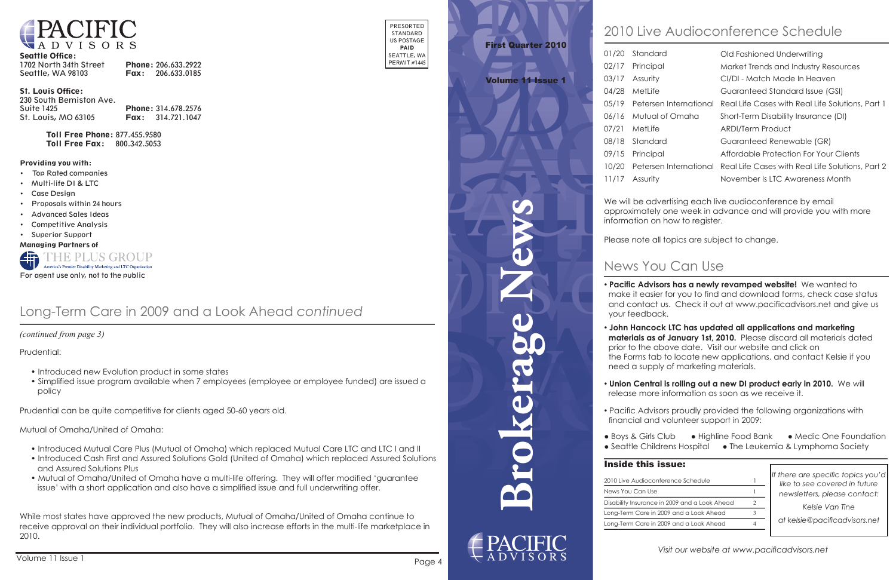PACIFIC ADVISORS

**Seattle Office:**
1702 North 34th Street
Seattle, WA 98103
**Phone:** 206.633.2922
**Fax:** 206.633.0185

**St. Louis Office:**
230 South Bemiston Ave.
Suite 1425
St. Louis, MO 63105
**Phone:** 314.678.2576
**Fax:** 314.721.1047

**Toll Free Phone:** 877.455.9580
**Toll Free Fax:** 800.342.5053

**Providing you with:**

- Top Rated companies
- Multi-life DI & LTC
- Case Design
- Proposals within 24 hours
- Advanced Sales Ideas
- Competitive Analysis
- Superior Support

**Managing Partners of**
THE PLUS GROUP
America's Premier Disability Marketing and LTC Organization

For agent use only, not to the public

PRESORTED STANDARD US POSTAGE **PAID** SEATTLE, WA PERMIT #1445

## Long-Term Care in 2009 and a Look Ahead *continued*

*(continued from page 3)*

Prudential:

- Introduced new Evolution product in some states
- Simplified issue program available when 7 employees (employee or employee funded) are issued a policy

Prudential can be quite competitive for clients aged 50-60 years old.

Mutual of Omaha/United of Omaha:

- Introduced Mutual Care Plus (Mutual of Omaha) which replaced Mutual Care LTC and LTC I and II
- Introduced Cash First and Assured Solutions Gold (United of Omaha) which replaced Assured Solutions and Assured Solutions Plus
- Mutual of Omaha/United of Omaha have a multi-life offering. They will offer modified 'guarantee issue' with a short application and also have a simplified issue and full underwriting offer.

While most states have approved the new products, Mutual of Omaha/United of Omaha continue to receive approval on their individual portfolio. They will also increase efforts in the multi-life marketplace in 2010.

**First Quarter 2010**

**Volume 11 Issue 1**

# Brokerage News

PACIFIC ADVISORS

## 2010 Live Audioconference Schedule

| Date | Company | Topic |
|---|---|---|
| 01/20 | Standard | Old Fashioned Underwriting |
| 02/17 | Principal | Market Trends and Industry Resources |
| 03/17 | Assurity | CI/DI - Match Made In Heaven |
| 04/28 | MetLife | Guaranteed Standard Issue (GSI) |
| 05/19 | Petersen International | Real Life Cases with Real Life Solutions, Part 1 |
| 06/16 | Mutual of Omaha | Short-Term Disability Insurance (DI) |
| 07/21 | MetLife | ARDI/Term Product |
| 08/18 | Standard | Guaranteed Renewable (GR) |
| 09/15 | Principal | Affordable Protection For Your Clients |
| 10/20 | Petersen International | Real Life Cases with Real Life Solutions, Part 2 |
| 11/17 | Assurity | November Is LTC Awareness Month |

We will be advertising each live audioconference by email approximately one week in advance and will provide you with more information on how to register.

Please note all topics are subject to change.

## News You Can Use

- **Pacific Advisors has a newly revamped website!** We wanted to make it easier for you to find and download forms, check case status and contact us. Check it out at www.pacificadvisors.net and give us your feedback.
- **John Hancock LTC has updated all applications and marketing materials as of January 1st, 2010.** Please discard all materials dated prior to the above date. Visit our website and click on the Forms tab to locate new applications, and contact Kelsie if you need a supply of marketing materials.
- **Union Central is rolling out a new DI product early in 2010.** We will release more information as soon as we receive it.
- Pacific Advisors proudly provided the following organizations with financial and volunteer support in 2009:

- Boys & Girls Club
- Highline Food Bank
- Medic One Foundation
- Seattle Childrens Hospital
- The Leukemia & Lymphoma Society

### Inside this issue:

| | |
|---|---|
| 2010 Live Audioconference Schedule | 1 |
| News You Can Use | 1 |
| Disability Insurance in 2009 and a Look Ahead | 2 |
| Long-Term Care in 2009 and a Look Ahead | 3 |
| Long-Term Care in 2009 and a Look Ahead | 4 |

*If there are specific topics you'd like to see covered in future newsletters, please contact:*

*Kelsie Van Tine*

*at kelsie@pacificadvisors.net*

*Visit our website at www.pacificadvisors.net*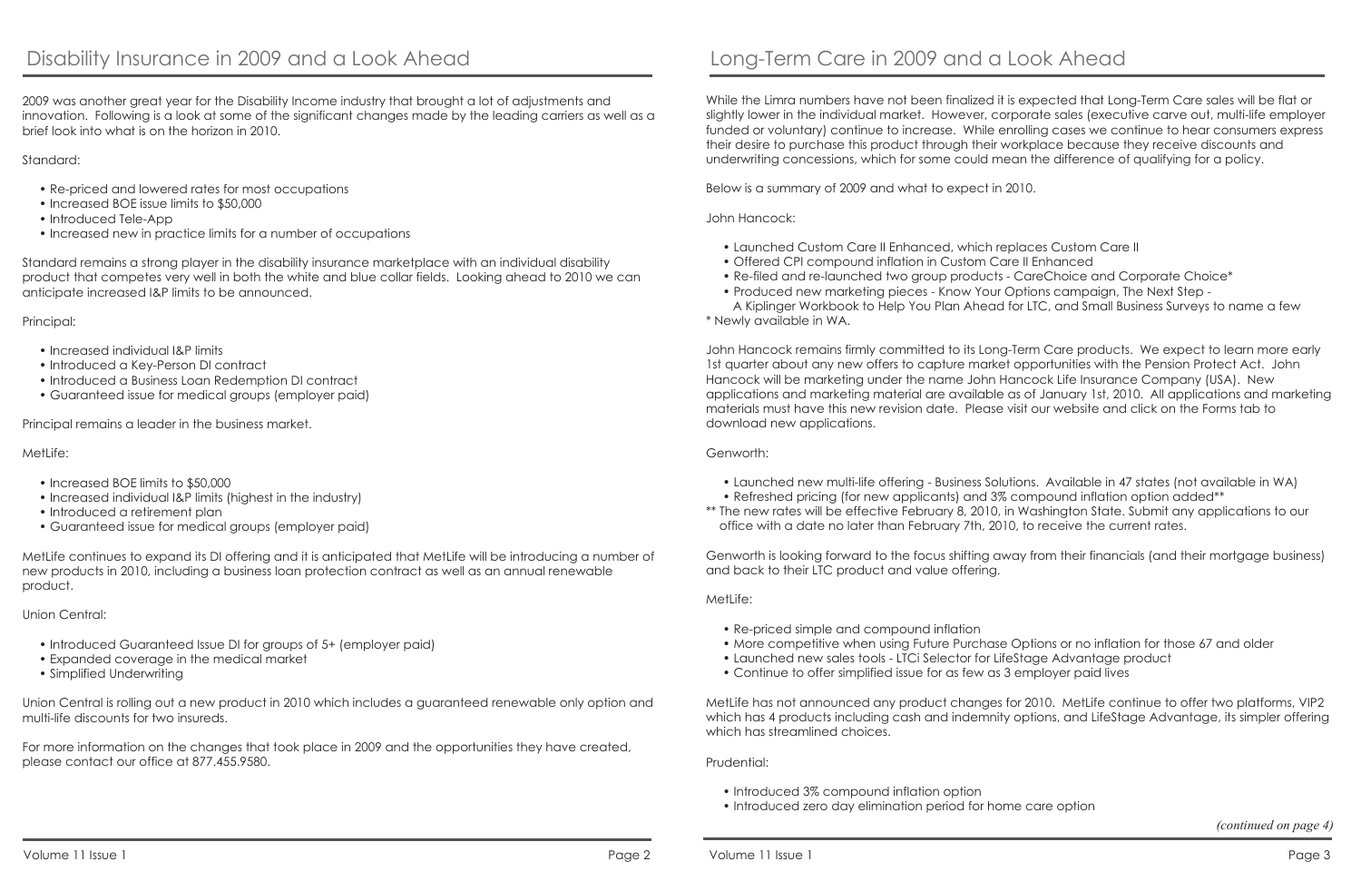# Disability Insurance in 2009 and a Look Ahead

2009 was another great year for the Disability Income industry that brought a lot of adjustments and innovation. Following is a look at some of the significant changes made by the leading carriers as well as a brief look into what is on the horizon in 2010.

Standard:

- Re-priced and lowered rates for most occupations
- Increased BOE issue limits to $50,000
- Introduced Tele-App
- Increased new in practice limits for a number of occupations

Standard remains a strong player in the disability insurance marketplace with an individual disability product that competes very well in both the white and blue collar fields. Looking ahead to 2010 we can anticipate increased I&P limits to be announced.

Principal:

- Increased individual I&P limits
- Introduced a Key-Person DI contract
- Introduced a Business Loan Redemption DI contract
- Guaranteed issue for medical groups (employer paid)

Principal remains a leader in the business market.

MetLife:

- Increased BOE limits to $50,000
- Increased individual I&P limits (highest in the industry)
- Introduced a retirement plan
- Guaranteed issue for medical groups (employer paid)

MetLife continues to expand its DI offering and it is anticipated that MetLife will be introducing a number of new products in 2010, including a business loan protection contract as well as an annual renewable product.

Union Central:

- Introduced Guaranteed Issue DI for groups of 5+ (employer paid)
- Expanded coverage in the medical market
- Simplified Underwriting

Union Central is rolling out a new product in 2010 which includes a guaranteed renewable only option and multi-life discounts for two insureds.

For more information on the changes that took place in 2009 and the opportunities they have created, please contact our office at 877.455.9580.

# Long-Term Care in 2009 and a Look Ahead

While the Limra numbers have not been finalized it is expected that Long-Term Care sales will be flat or slightly lower in the individual market. However, corporate sales (executive carve out, multi-life employer funded or voluntary) continue to increase. While enrolling cases we continue to hear consumers express their desire to purchase this product through their workplace because they receive discounts and underwriting concessions, which for some could mean the difference of qualifying for a policy.

Below is a summary of 2009 and what to expect in 2010.

John Hancock:

- Launched Custom Care II Enhanced, which replaces Custom Care II
- Offered CPI compound inflation in Custom Care II Enhanced
- Re-filed and re-launched two group products - CareChoice and Corporate Choice*
- Produced new marketing pieces - Know Your Options campaign, The Next Step - A Kiplinger Workbook to Help You Plan Ahead for LTC, and Small Business Surveys to name a few

\* Newly available in WA.

John Hancock remains firmly committed to its Long-Term Care products. We expect to learn more early 1st quarter about any new offers to capture market opportunities with the Pension Protect Act. John Hancock will be marketing under the name John Hancock Life Insurance Company (USA). New applications and marketing material are available as of January 1st, 2010. All applications and marketing materials must have this new revision date. Please visit our website and click on the Forms tab to download new applications.

Genworth:

- Launched new multi-life offering - Business Solutions. Available in 47 states (not available in WA)
- Refreshed pricing (for new applicants) and 3% compound inflation option added**

** The new rates will be effective February 8, 2010, in Washington State. Submit any applications to our office with a date no later than February 7th, 2010, to receive the current rates.

Genworth is looking forward to the focus shifting away from their financials (and their mortgage business) and back to their LTC product and value offering.

MetLife:

- Re-priced simple and compound inflation
- More competitive when using Future Purchase Options or no inflation for those 67 and older
- Launched new sales tools - LTCi Selector for LifeStage Advantage product
- Continue to offer simplified issue for as few as 3 employer paid lives

MetLife has not announced any product changes for 2010. MetLife continue to offer two platforms, VIP2 which has 4 products including cash and indemnity options, and LifeStage Advantage, its simpler offering which has streamlined choices.

Prudential:

- Introduced 3% compound inflation option
- Introduced zero day elimination period for home care option

*(continued on page 4)*